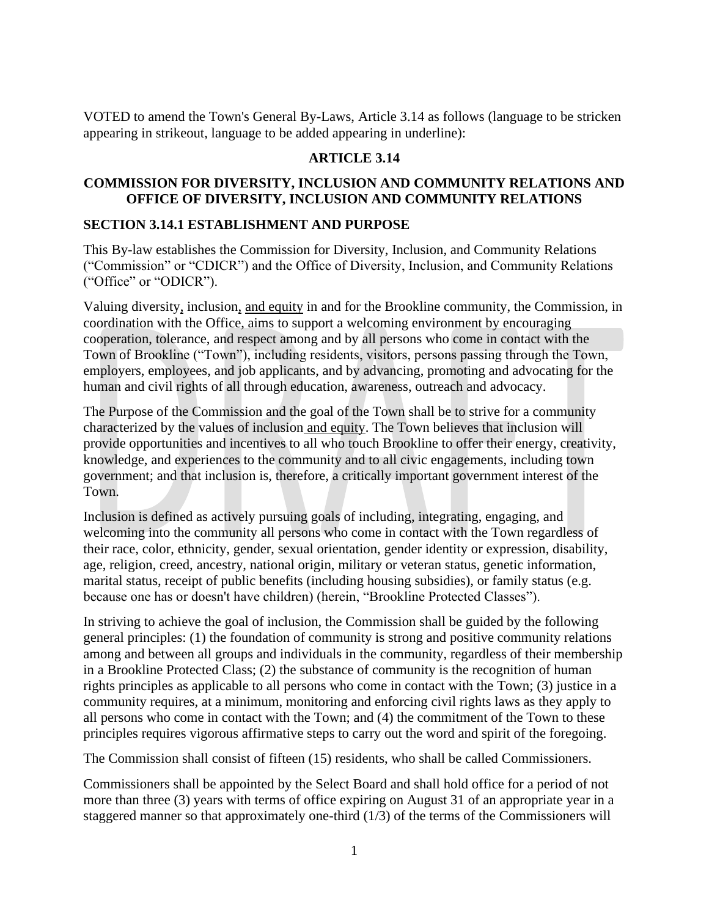VOTED to amend the Town's General By-Laws, Article 3.14 as follows (language to be stricken appearing in strikeout, language to be added appearing in underline):

## ARTICLE 3.14

## COMMISSION FOR DIVERSITY, INCLUSION AND COMMUNITY RELATIONS AND OFFICE OF DIVERSITY, INCLUSION AND COMMUNITY RELATIONS

### SECTION 3.14.1 ESTABLISHMENT AND PURPOSE

This By-law establishes the Commission for Diversity, Inclusion, and Community Relations ("Commission" or "CDICR") and the Office of Diversity, Inclusion, and Community Relations ("Office" or "ODICR").

Valuing diversity, inclusion, and equity in and for the Brookline community, the Commission, in coordination with the Office, aims to support a welcoming environment by encouraging cooperation, tolerance, and respect among and by all persons who come in contact with the Town of Brookline ("Town"), including residents, visitors, persons passing through the Town, employers, employees, and job applicants, and by advancing, promoting and advocating for the human and civil rights of all through education, awareness, outreach and advocacy.

The Purpose of the Commission and the goal of the Town shall be to strive for a community characterized by the values of inclusion and equity. The Town believes that inclusion will provide opportunities and incentives to all who touch Brookline to offer their energy, creativity, knowledge, and experiences to the community and to all civic engagements, including town government; and that inclusion is, therefore, a critically important government interest of the Town.

Inclusion is defined as actively pursuing goals of including, integrating, engaging, and welcoming into the community all persons who come in contact with the Town regardless of their race, color, ethnicity, gender, sexual orientation, gender identity or expression, disability, age, religion, creed, ancestry, national origin, military or veteran status, genetic information, marital status, receipt of public benefits (including housing subsidies), or family status (e.g. because one has or doesn't have children) (herein, "Brookline Protected Classes").

In striving to achieve the goal of inclusion, the Commission shall be guided by the following general principles: (1) the foundation of community is strong and positive community relations among and between all groups and individuals in the community, regardless of their membership in a Brookline Protected Class; (2) the substance of community is the recognition of human rights principles as applicable to all persons who come in contact with the Town; (3) justice in a community requires, at a minimum, monitoring and enforcing civil rights laws as they apply to all persons who come in contact with the Town; and (4) the commitment of the Town to these principles requires vigorous affirmative steps to carry out the word and spirit of the foregoing.

The Commission shall consist of fifteen (15) residents, who shall be called Commissioners.

Commissioners shall be appointed by the Select Board and shall hold office for a period of not more than three (3) years with terms of office expiring on August 31 of an appropriate year in a staggered manner so that approximately one-third (1/3) of the terms of the Commissioners will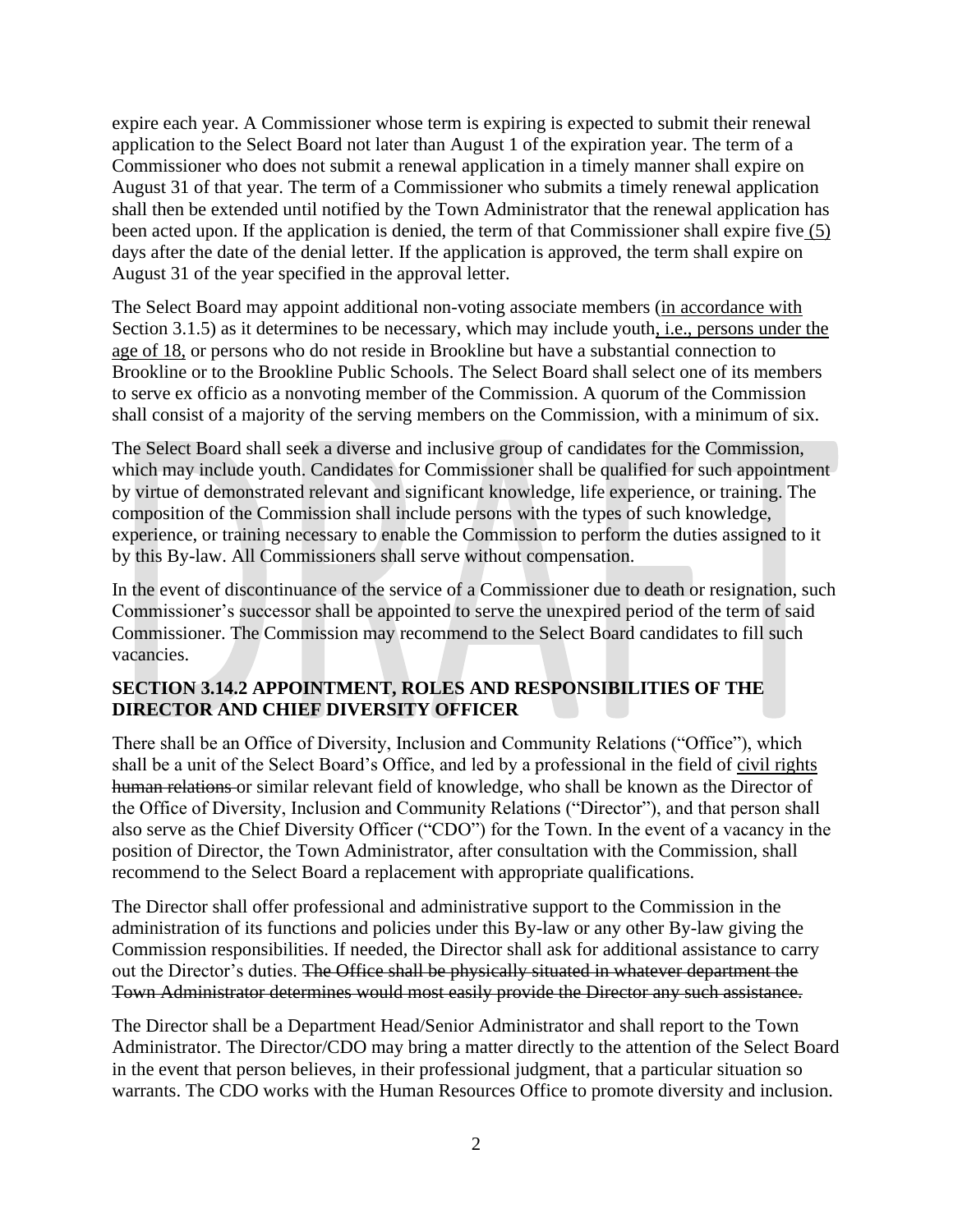expire each year. A Commissioner whose term is expiring is expected to submit their renewal application to the Select Board not later than August 1 of the expiration year. The term of a Commissioner who does not submit a renewal application in a timely manner shall expire on August 31 of that year. The term of a Commissioner who submits a timely renewal application shall then be extended until notified by the Town Administrator that the renewal application has been acted upon. If the application is denied, the term of that Commissioner shall expire five <u>(5)</u> days after the date of the denial letter. If the application is approved, the term shall expire on August 31 of the year specified in the approval letter.

The Select Board may appoint additional non-voting associate members (<u>in accordance with</u> Section 3.1.5) as it determines to be necessary, which may include youth<u>, i.e., persons under the age of 18,</u> or persons who do not reside in Brookline but have a substantial connection to Brookline or to the Brookline Public Schools. The Select Board shall select one of its members to serve ex officio as a nonvoting member of the Commission. A quorum of the Commission shall consist of a majority of the serving members on the Commission, with a minimum of six.

The Select Board shall seek a diverse and inclusive group of candidates for the Commission, which may include youth. Candidates for Commissioner shall be qualified for such appointment by virtue of demonstrated relevant and significant knowledge, life experience, or training. The composition of the Commission shall include persons with the types of such knowledge, experience, or training necessary to enable the Commission to perform the duties assigned to it by this By-law. All Commissioners shall serve without compensation.

In the event of discontinuance of the service of a Commissioner due to death or resignation, such Commissioner's successor shall be appointed to serve the unexpired period of the term of said Commissioner. The Commission may recommend to the Select Board candidates to fill such vacancies.

### SECTION 3.14.2 APPOINTMENT, ROLES AND RESPONSIBILITIES OF THE DIRECTOR AND CHIEF DIVERSITY OFFICER

There shall be an Office of Diversity, Inclusion and Community Relations ("Office"), which shall be a unit of the Select Board's Office, and led by a professional in the field of <u>civil rights</u> ~~human relations~~ or similar relevant field of knowledge, who shall be known as the Director of the Office of Diversity, Inclusion and Community Relations ("Director"), and that person shall also serve as the Chief Diversity Officer ("CDO") for the Town. In the event of a vacancy in the position of Director, the Town Administrator, after consultation with the Commission, shall recommend to the Select Board a replacement with appropriate qualifications.

The Director shall offer professional and administrative support to the Commission in the administration of its functions and policies under this By-law or any other By-law giving the Commission responsibilities. If needed, the Director shall ask for additional assistance to carry out the Director's duties. ~~The Office shall be physically situated in whatever department the Town Administrator determines would most easily provide the Director any such assistance.~~

The Director shall be a Department Head/Senior Administrator and shall report to the Town Administrator. The Director/CDO may bring a matter directly to the attention of the Select Board in the event that person believes, in their professional judgment, that a particular situation so warrants. The CDO works with the Human Resources Office to promote diversity and inclusion.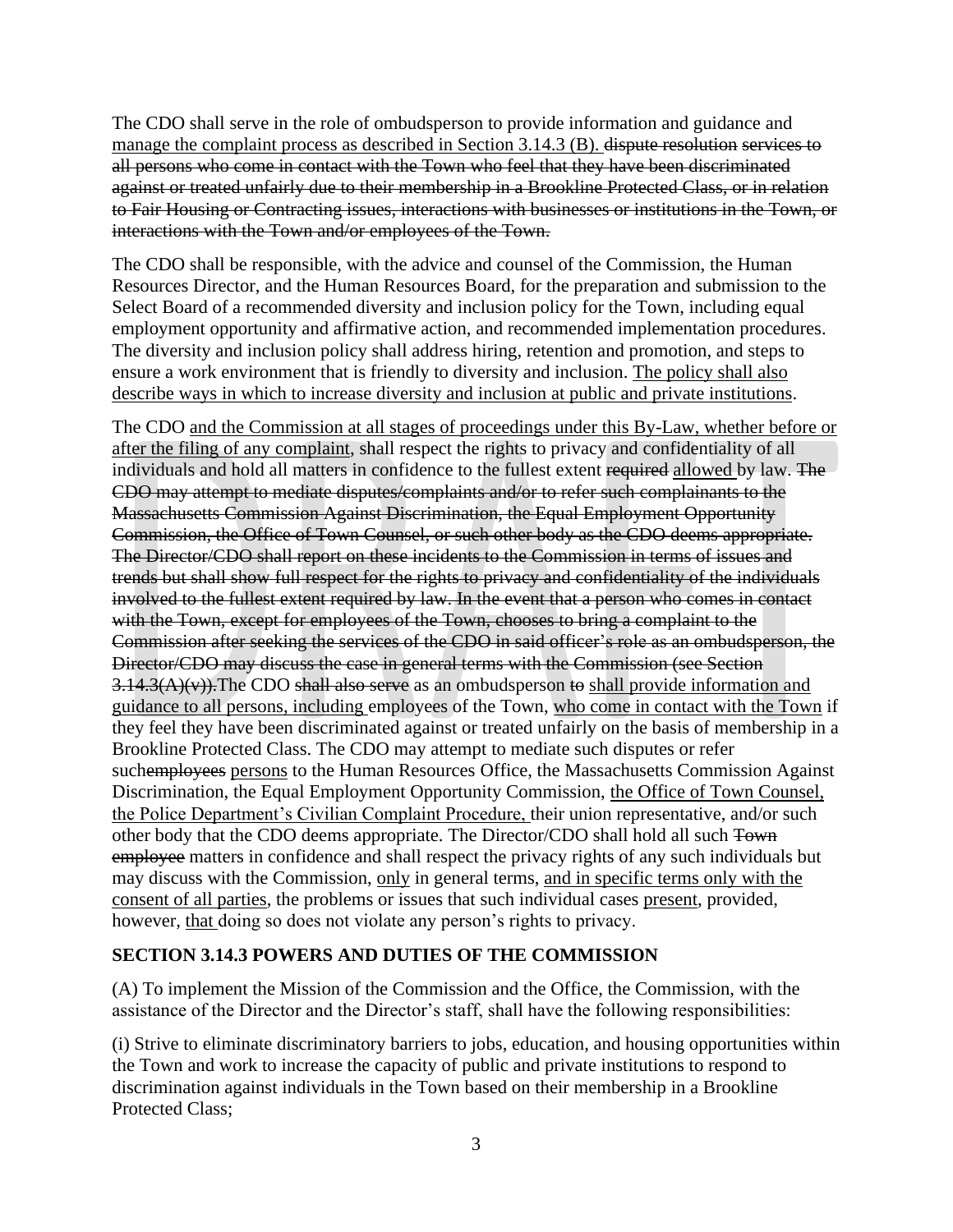The CDO shall serve in the role of ombudsperson to provide information and guidance and <u>manage the complaint process as described in Section 3.14.3 (B).</u> ~~dispute resolution services to all persons who come in contact with the Town who feel that they have been discriminated against or treated unfairly due to their membership in a Brookline Protected Class, or in relation to Fair Housing or Contracting issues, interactions with businesses or institutions in the Town, or interactions with the Town and/or employees of the Town.~~

The CDO shall be responsible, with the advice and counsel of the Commission, the Human Resources Director, and the Human Resources Board, for the preparation and submission to the Select Board of a recommended diversity and inclusion policy for the Town, including equal employment opportunity and affirmative action, and recommended implementation procedures. The diversity and inclusion policy shall address hiring, retention and promotion, and steps to ensure a work environment that is friendly to diversity and inclusion. <u>The policy shall also describe ways in which to increase diversity and inclusion at public and private institutions</u>.

The CDO <u>and the Commission at all stages of proceedings under this By-Law, whether before or after the filing of any complaint</u>, shall respect the rights to privacy and confidentiality of all individuals and hold all matters in confidence to the fullest extent ~~required~~ <u>allowed</u> by law. ~~The CDO may attempt to mediate disputes/complaints and/or to refer such complainants to the Massachusetts Commission Against Discrimination, the Equal Employment Opportunity Commission, the Office of Town Counsel, or such other body as the CDO deems appropriate. The Director/CDO shall report on these incidents to the Commission in terms of issues and trends but shall show full respect for the rights to privacy and confidentiality of the individuals involved to the fullest extent required by law. In the event that a person who comes in contact with the Town, except for employees of the Town, chooses to bring a complaint to the Commission after seeking the services of the CDO in said officer's role as an ombudsperson, the Director/CDO may discuss the case in general terms with the Commission (see Section 3.14.3(A)(v)).~~The CDO ~~shall also serve~~ as an ombudsperson ~~to~~ <u>shall provide information and guidance to all persons, including</u> employees of the Town, <u>who come in contact with the Town</u> if they feel they have been discriminated against or treated unfairly on the basis of membership in a Brookline Protected Class. The CDO may attempt to mediate such disputes or refer such~~employees~~ <u>persons</u> to the Human Resources Office, the Massachusetts Commission Against Discrimination, the Equal Employment Opportunity Commission, <u>the Office of Town Counsel, the Police Department's Civilian Complaint Procedure,</u> their union representative, and/or such other body that the CDO deems appropriate. The Director/CDO shall hold all such ~~Town employee~~ matters in confidence and shall respect the privacy rights of any such individuals but may discuss with the Commission, <u>only</u> in general terms, <u>and in specific terms only with the consent of all parties</u>, the problems or issues that such individual cases <u>present</u>, provided, however, <u>that</u> doing so does not violate any person's rights to privacy.

### SECTION 3.14.3 POWERS AND DUTIES OF THE COMMISSION

(A) To implement the Mission of the Commission and the Office, the Commission, with the assistance of the Director and the Director's staff, shall have the following responsibilities:

(i) Strive to eliminate discriminatory barriers to jobs, education, and housing opportunities within the Town and work to increase the capacity of public and private institutions to respond to discrimination against individuals in the Town based on their membership in a Brookline Protected Class;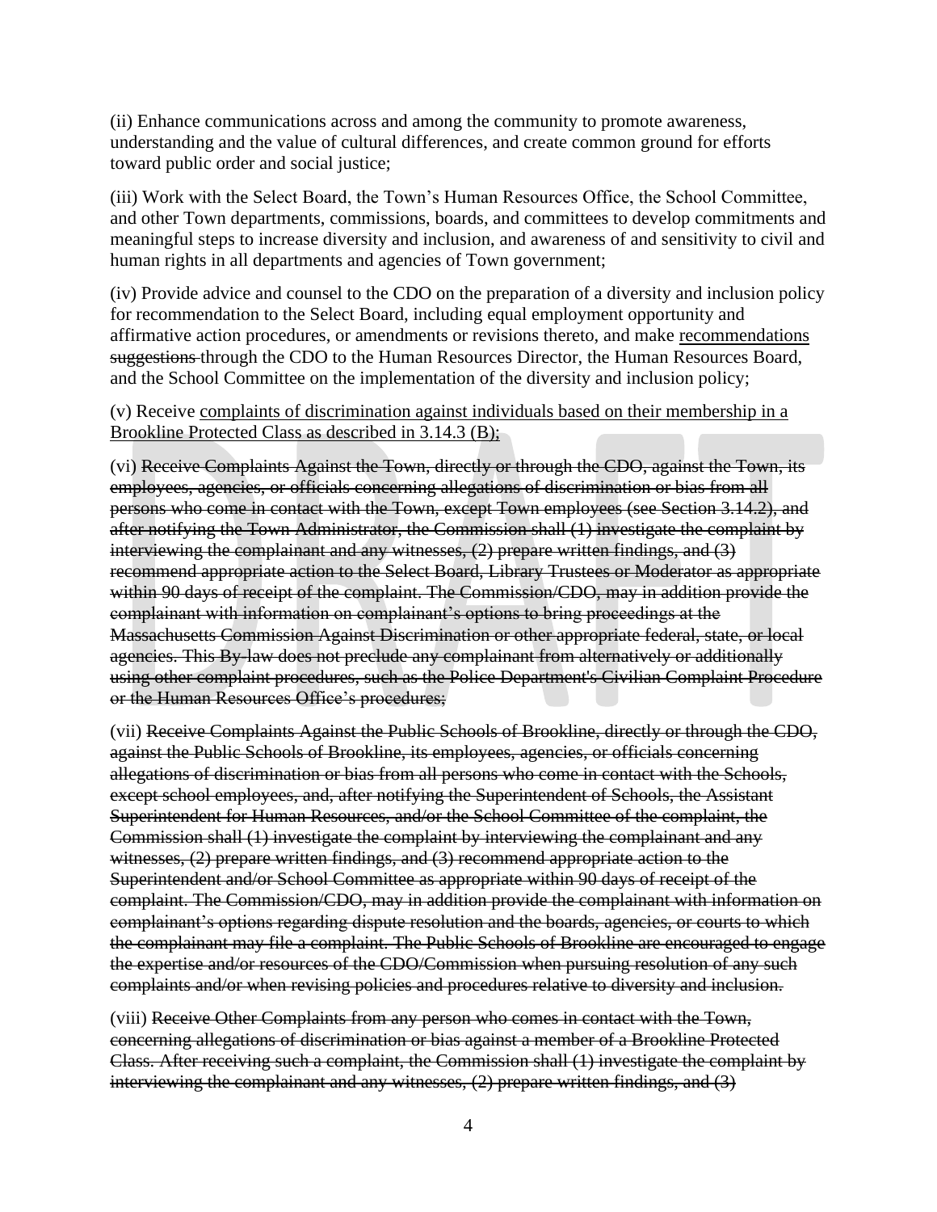(ii) Enhance communications across and among the community to promote awareness, understanding and the value of cultural differences, and create common ground for efforts toward public order and social justice;

(iii) Work with the Select Board, the Town's Human Resources Office, the School Committee, and other Town departments, commissions, boards, and committees to develop commitments and meaningful steps to increase diversity and inclusion, and awareness of and sensitivity to civil and human rights in all departments and agencies of Town government;

(iv) Provide advice and counsel to the CDO on the preparation of a diversity and inclusion policy for recommendation to the Select Board, including equal employment opportunity and affirmative action procedures, or amendments or revisions thereto, and make <u>recommendations</u> ~~suggestions~~ through the CDO to the Human Resources Director, the Human Resources Board, and the School Committee on the implementation of the diversity and inclusion policy;

(v) Receive <u>complaints of discrimination against individuals based on their membership in a Brookline Protected Class as described in 3.14.3 (B);</u>

(vi) ~~Receive Complaints Against the Town, directly or through the CDO, against the Town, its employees, agencies, or officials concerning allegations of discrimination or bias from all persons who come in contact with the Town, except Town employees (see Section 3.14.2), and after notifying the Town Administrator, the Commission shall (1) investigate the complaint by interviewing the complainant and any witnesses, (2) prepare written findings, and (3) recommend appropriate action to the Select Board, Library Trustees or Moderator as appropriate within 90 days of receipt of the complaint. The Commission/CDO, may in addition provide the complainant with information on complainant's options to bring proceedings at the Massachusetts Commission Against Discrimination or other appropriate federal, state, or local agencies. This By-law does not preclude any complainant from alternatively or additionally using other complaint procedures, such as the Police Department's Civilian Complaint Procedure or the Human Resources Office's procedures;~~

(vii) ~~Receive Complaints Against the Public Schools of Brookline, directly or through the CDO, against the Public Schools of Brookline, its employees, agencies, or officials concerning allegations of discrimination or bias from all persons who come in contact with the Schools, except school employees, and, after notifying the Superintendent of Schools, the Assistant Superintendent for Human Resources, and/or the School Committee of the complaint, the Commission shall (1) investigate the complaint by interviewing the complainant and any witnesses, (2) prepare written findings, and (3) recommend appropriate action to the Superintendent and/or School Committee as appropriate within 90 days of receipt of the complaint. The Commission/CDO, may in addition provide the complainant with information on complainant's options regarding dispute resolution and the boards, agencies, or courts to which the complainant may file a complaint. The Public Schools of Brookline are encouraged to engage the expertise and/or resources of the CDO/Commission when pursuing resolution of any such complaints and/or when revising policies and procedures relative to diversity and inclusion.~~

(viii) ~~Receive Other Complaints from any person who comes in contact with the Town, concerning allegations of discrimination or bias against a member of a Brookline Protected Class. After receiving such a complaint, the Commission shall (1) investigate the complaint by interviewing the complainant and any witnesses, (2) prepare written findings, and (3)~~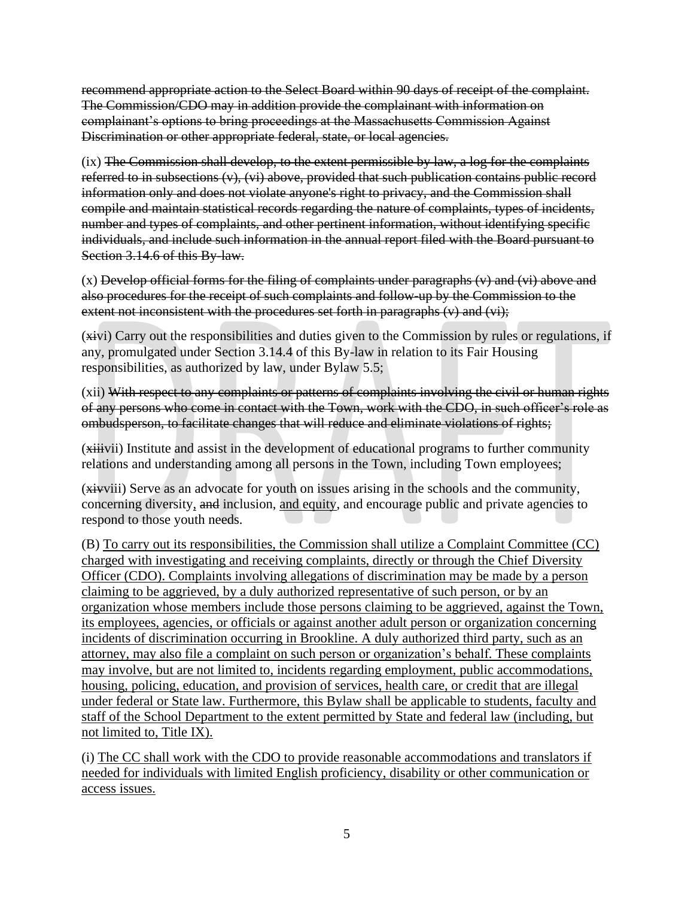~~recommend appropriate action to the Select Board within 90 days of receipt of the complaint. The Commission/CDO may in addition provide the complainant with information on complainant's options to bring proceedings at the Massachusetts Commission Against Discrimination or other appropriate federal, state, or local agencies.~~

(ix) ~~The Commission shall develop, to the extent permissible by law, a log for the complaints referred to in subsections (v), (vi) above, provided that such publication contains public record information only and does not violate anyone's right to privacy, and the Commission shall compile and maintain statistical records regarding the nature of complaints, types of incidents, number and types of complaints, and other pertinent information, without identifying specific individuals, and include such information in the annual report filed with the Board pursuant to Section 3.14.6 of this By-law.~~

(x) ~~Develop official forms for the filing of complaints under paragraphs (v) and (vi) above and also procedures for the receipt of such complaints and follow-up by the Commission to the extent not inconsistent with the procedures set forth in paragraphs (v) and (vi);~~

(~~xi~~vi) Carry out the responsibilities and duties given to the Commission by rules or regulations, if any, promulgated under Section 3.14.4 of this By-law in relation to its Fair Housing responsibilities, as authorized by law, under Bylaw 5.5;

(xii) ~~With respect to any complaints or patterns of complaints involving the civil or human rights of any persons who come in contact with the Town, work with the CDO, in such officer's role as ombudsperson, to facilitate changes that will reduce and eliminate violations of rights;~~

(~~xiii~~vii) Institute and assist in the development of educational programs to further community relations and understanding among all persons in the Town, including Town employees;

(~~xiv~~viii) Serve as an advocate for youth on issues arising in the schools and the community, concerning diversity<u>,</u> ~~and~~ inclusion, <u>and equity</u>, and encourage public and private agencies to respond to those youth needs.

(B) <u>To carry out its responsibilities, the Commission shall utilize a Complaint Committee (CC) charged with investigating and receiving complaints, directly or through the Chief Diversity Officer (CDO). Complaints involving allegations of discrimination may be made by a person claiming to be aggrieved, by a duly authorized representative of such person, or by an organization whose members include those persons claiming to be aggrieved, against the Town, its employees, agencies, or officials or against another adult person or organization concerning incidents of discrimination occurring in Brookline. A duly authorized third party, such as an attorney, may also file a complaint on such person or organization's behalf. These complaints may involve, but are not limited to, incidents regarding employment, public accommodations, housing, policing, education, and provision of services, health care, or credit that are illegal under federal or State law. Furthermore, this Bylaw shall be applicable to students, faculty and staff of the School Department to the extent permitted by State and federal law (including, but not limited to, Title IX).</u>

(i) <u>The CC shall work with the CDO to provide reasonable accommodations and translators if needed for individuals with limited English proficiency, disability or other communication or access issues.</u>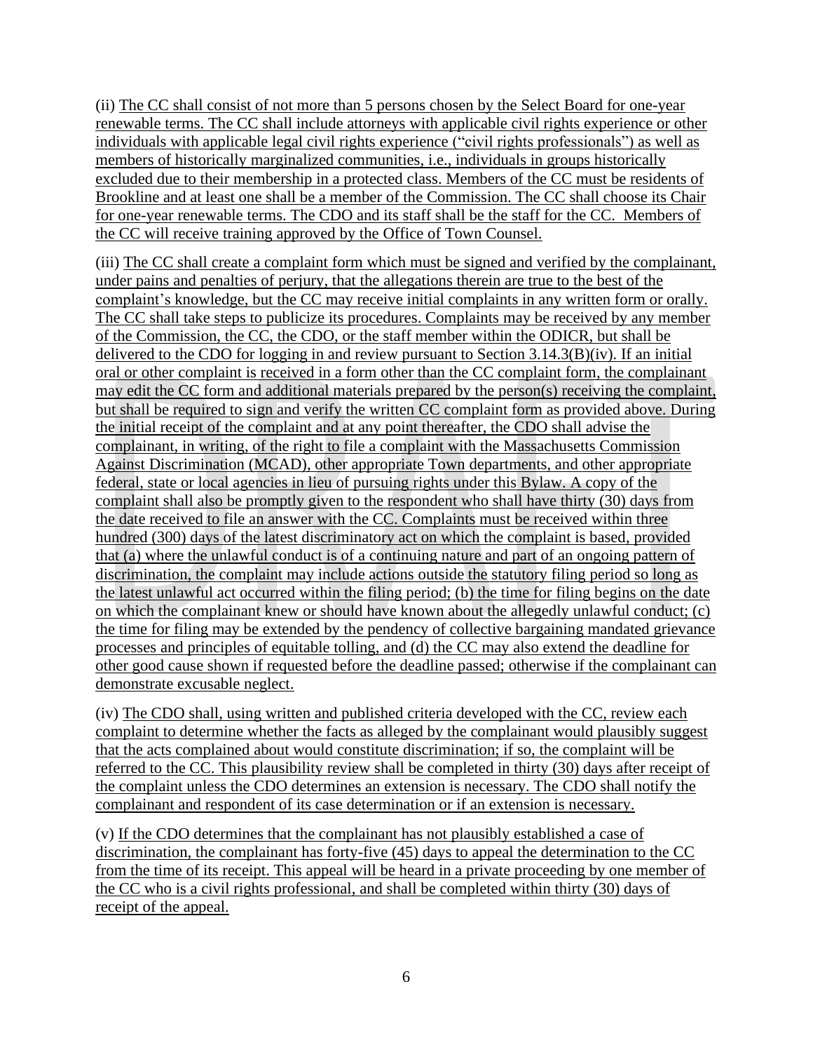(ii) The CC shall consist of not more than 5 persons chosen by the Select Board for one-year renewable terms. The CC shall include attorneys with applicable civil rights experience or other individuals with applicable legal civil rights experience ("civil rights professionals") as well as members of historically marginalized communities, i.e., individuals in groups historically excluded due to their membership in a protected class. Members of the CC must be residents of Brookline and at least one shall be a member of the Commission. The CC shall choose its Chair for one-year renewable terms. The CDO and its staff shall be the staff for the CC. Members of the CC will receive training approved by the Office of Town Counsel.

(iii) The CC shall create a complaint form which must be signed and verified by the complainant, under pains and penalties of perjury, that the allegations therein are true to the best of the complaint's knowledge, but the CC may receive initial complaints in any written form or orally. The CC shall take steps to publicize its procedures. Complaints may be received by any member of the Commission, the CC, the CDO, or the staff member within the ODICR, but shall be delivered to the CDO for logging in and review pursuant to Section 3.14.3(B)(iv). If an initial oral or other complaint is received in a form other than the CC complaint form, the complainant may edit the CC form and additional materials prepared by the person(s) receiving the complaint, but shall be required to sign and verify the written CC complaint form as provided above. During the initial receipt of the complaint and at any point thereafter, the CDO shall advise the complainant, in writing, of the right to file a complaint with the Massachusetts Commission Against Discrimination (MCAD), other appropriate Town departments, and other appropriate federal, state or local agencies in lieu of pursuing rights under this Bylaw. A copy of the complaint shall also be promptly given to the respondent who shall have thirty (30) days from the date received to file an answer with the CC. Complaints must be received within three hundred (300) days of the latest discriminatory act on which the complaint is based, provided that (a) where the unlawful conduct is of a continuing nature and part of an ongoing pattern of discrimination, the complaint may include actions outside the statutory filing period so long as the latest unlawful act occurred within the filing period; (b) the time for filing begins on the date on which the complainant knew or should have known about the allegedly unlawful conduct; (c) the time for filing may be extended by the pendency of collective bargaining mandated grievance processes and principles of equitable tolling, and (d) the CC may also extend the deadline for other good cause shown if requested before the deadline passed; otherwise if the complainant can demonstrate excusable neglect.

(iv) The CDO shall, using written and published criteria developed with the CC, review each complaint to determine whether the facts as alleged by the complainant would plausibly suggest that the acts complained about would constitute discrimination; if so, the complaint will be referred to the CC. This plausibility review shall be completed in thirty (30) days after receipt of the complaint unless the CDO determines an extension is necessary. The CDO shall notify the complainant and respondent of its case determination or if an extension is necessary.

(v) If the CDO determines that the complainant has not plausibly established a case of discrimination, the complainant has forty-five (45) days to appeal the determination to the CC from the time of its receipt. This appeal will be heard in a private proceeding by one member of the CC who is a civil rights professional, and shall be completed within thirty (30) days of receipt of the appeal.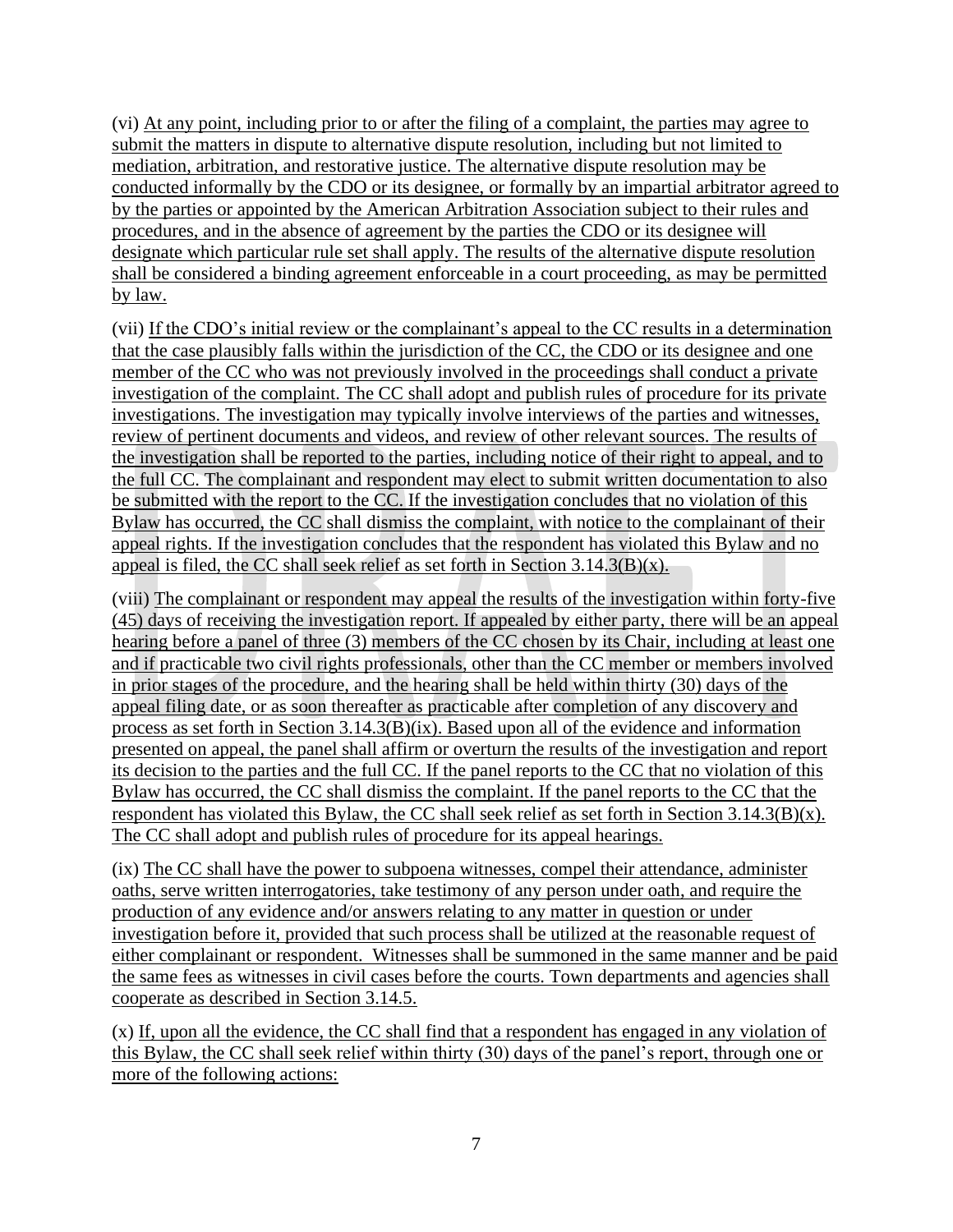(vi) At any point, including prior to or after the filing of a complaint, the parties may agree to submit the matters in dispute to alternative dispute resolution, including but not limited to mediation, arbitration, and restorative justice. The alternative dispute resolution may be conducted informally by the CDO or its designee, or formally by an impartial arbitrator agreed to by the parties or appointed by the American Arbitration Association subject to their rules and procedures, and in the absence of agreement by the parties the CDO or its designee will designate which particular rule set shall apply. The results of the alternative dispute resolution shall be considered a binding agreement enforceable in a court proceeding, as may be permitted by law.

(vii) If the CDO's initial review or the complainant's appeal to the CC results in a determination that the case plausibly falls within the jurisdiction of the CC, the CDO or its designee and one member of the CC who was not previously involved in the proceedings shall conduct a private investigation of the complaint. The CC shall adopt and publish rules of procedure for its private investigations. The investigation may typically involve interviews of the parties and witnesses, review of pertinent documents and videos, and review of other relevant sources. The results of the investigation shall be reported to the parties, including notice of their right to appeal, and to the full CC. The complainant and respondent may elect to submit written documentation to also be submitted with the report to the CC. If the investigation concludes that no violation of this Bylaw has occurred, the CC shall dismiss the complaint, with notice to the complainant of their appeal rights. If the investigation concludes that the respondent has violated this Bylaw and no appeal is filed, the CC shall seek relief as set forth in Section 3.14.3(B)(x).

(viii) The complainant or respondent may appeal the results of the investigation within forty-five (45) days of receiving the investigation report. If appealed by either party, there will be an appeal hearing before a panel of three (3) members of the CC chosen by its Chair, including at least one and if practicable two civil rights professionals, other than the CC member or members involved in prior stages of the procedure, and the hearing shall be held within thirty (30) days of the appeal filing date, or as soon thereafter as practicable after completion of any discovery and process as set forth in Section 3.14.3(B)(ix). Based upon all of the evidence and information presented on appeal, the panel shall affirm or overturn the results of the investigation and report its decision to the parties and the full CC. If the panel reports to the CC that no violation of this Bylaw has occurred, the CC shall dismiss the complaint. If the panel reports to the CC that the respondent has violated this Bylaw, the CC shall seek relief as set forth in Section 3.14.3(B)(x). The CC shall adopt and publish rules of procedure for its appeal hearings.

(ix) The CC shall have the power to subpoena witnesses, compel their attendance, administer oaths, serve written interrogatories, take testimony of any person under oath, and require the production of any evidence and/or answers relating to any matter in question or under investigation before it, provided that such process shall be utilized at the reasonable request of either complainant or respondent. Witnesses shall be summoned in the same manner and be paid the same fees as witnesses in civil cases before the courts. Town departments and agencies shall cooperate as described in Section 3.14.5.

(x) If, upon all the evidence, the CC shall find that a respondent has engaged in any violation of this Bylaw, the CC shall seek relief within thirty (30) days of the panel's report, through one or more of the following actions: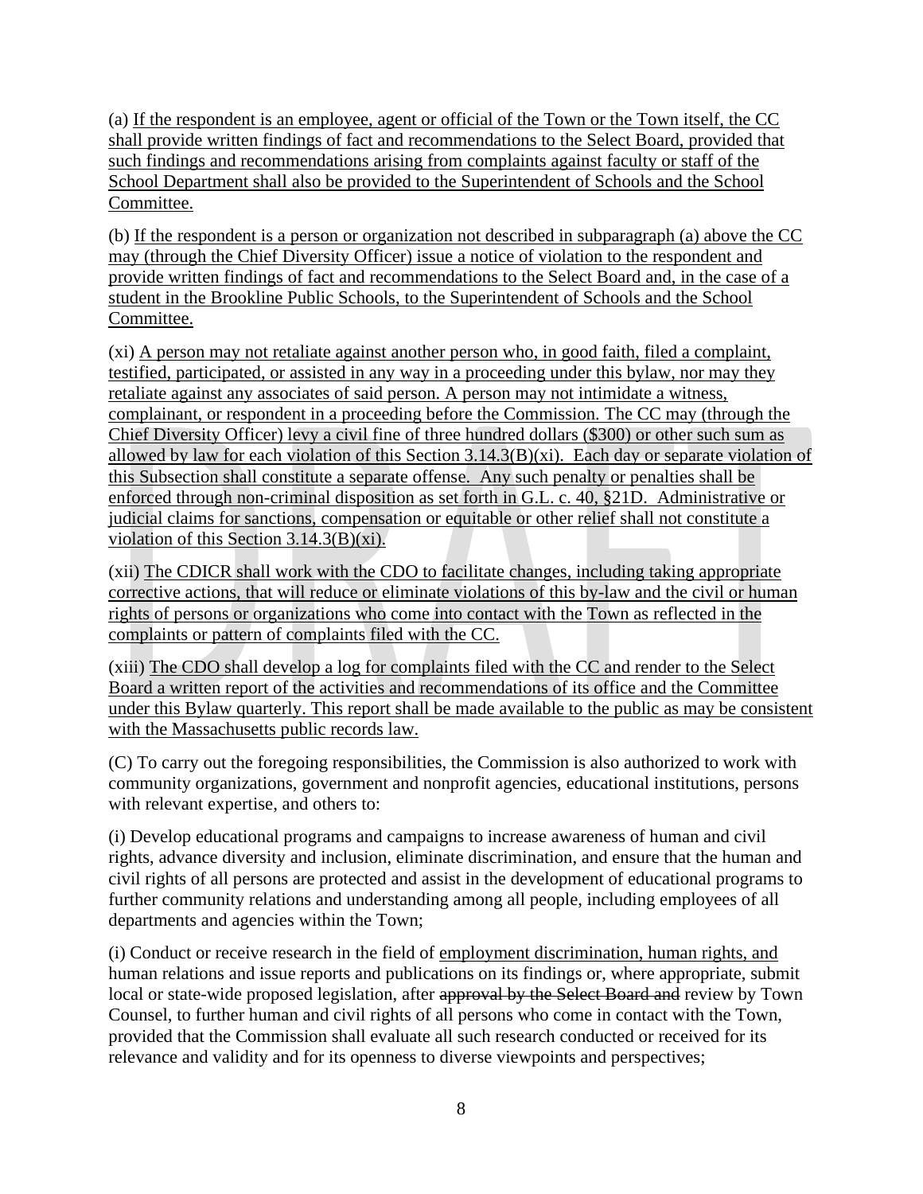(a) <u>If the respondent is an employee, agent or official of the Town or the Town itself, the CC shall provide written findings of fact and recommendations to the Select Board, provided that such findings and recommendations arising from complaints against faculty or staff of the School Department shall also be provided to the Superintendent of Schools and the School Committee.</u>

(b) <u>If the respondent is a person or organization not described in subparagraph (a) above the CC may (through the Chief Diversity Officer) issue a notice of violation to the respondent and provide written findings of fact and recommendations to the Select Board and, in the case of a student in the Brookline Public Schools, to the Superintendent of Schools and the School Committee.</u>

(xi) <u>A person may not retaliate against another person who, in good faith, filed a complaint, testified, participated, or assisted in any way in a proceeding under this bylaw, nor may they retaliate against any associates of said person. A person may not intimidate a witness, complainant, or respondent in a proceeding before the Commission. The CC may (through the Chief Diversity Officer) levy a civil fine of three hundred dollars ($300) or other such sum as allowed by law for each violation of this Section 3.14.3(B)(xi). Each day or separate violation of this Subsection shall constitute a separate offense. Any such penalty or penalties shall be enforced through non-criminal disposition as set forth in G.L. c. 40, §21D. Administrative or judicial claims for sanctions, compensation or equitable or other relief shall not constitute a violation of this Section 3.14.3(B)(xi).</u>

(xii) <u>The CDICR shall work with the CDO to facilitate changes, including taking appropriate corrective actions, that will reduce or eliminate violations of this by-law and the civil or human rights of persons or organizations who come into contact with the Town as reflected in the complaints or pattern of complaints filed with the CC.</u>

(xiii) <u>The CDO shall develop a log for complaints filed with the CC and render to the Select Board a written report of the activities and recommendations of its office and the Committee under this Bylaw quarterly. This report shall be made available to the public as may be consistent with the Massachusetts public records law.</u>

(C) To carry out the foregoing responsibilities, the Commission is also authorized to work with community organizations, government and nonprofit agencies, educational institutions, persons with relevant expertise, and others to:

(i) Develop educational programs and campaigns to increase awareness of human and civil rights, advance diversity and inclusion, eliminate discrimination, and ensure that the human and civil rights of all persons are protected and assist in the development of educational programs to further community relations and understanding among all people, including employees of all departments and agencies within the Town;

(i) Conduct or receive research in the field of <u>employment discrimination, human rights, and</u> human relations and issue reports and publications on its findings or, where appropriate, submit local or state-wide proposed legislation, after ~~approval by the Select Board and~~ review by Town Counsel, to further human and civil rights of all persons who come in contact with the Town, provided that the Commission shall evaluate all such research conducted or received for its relevance and validity and for its openness to diverse viewpoints and perspectives;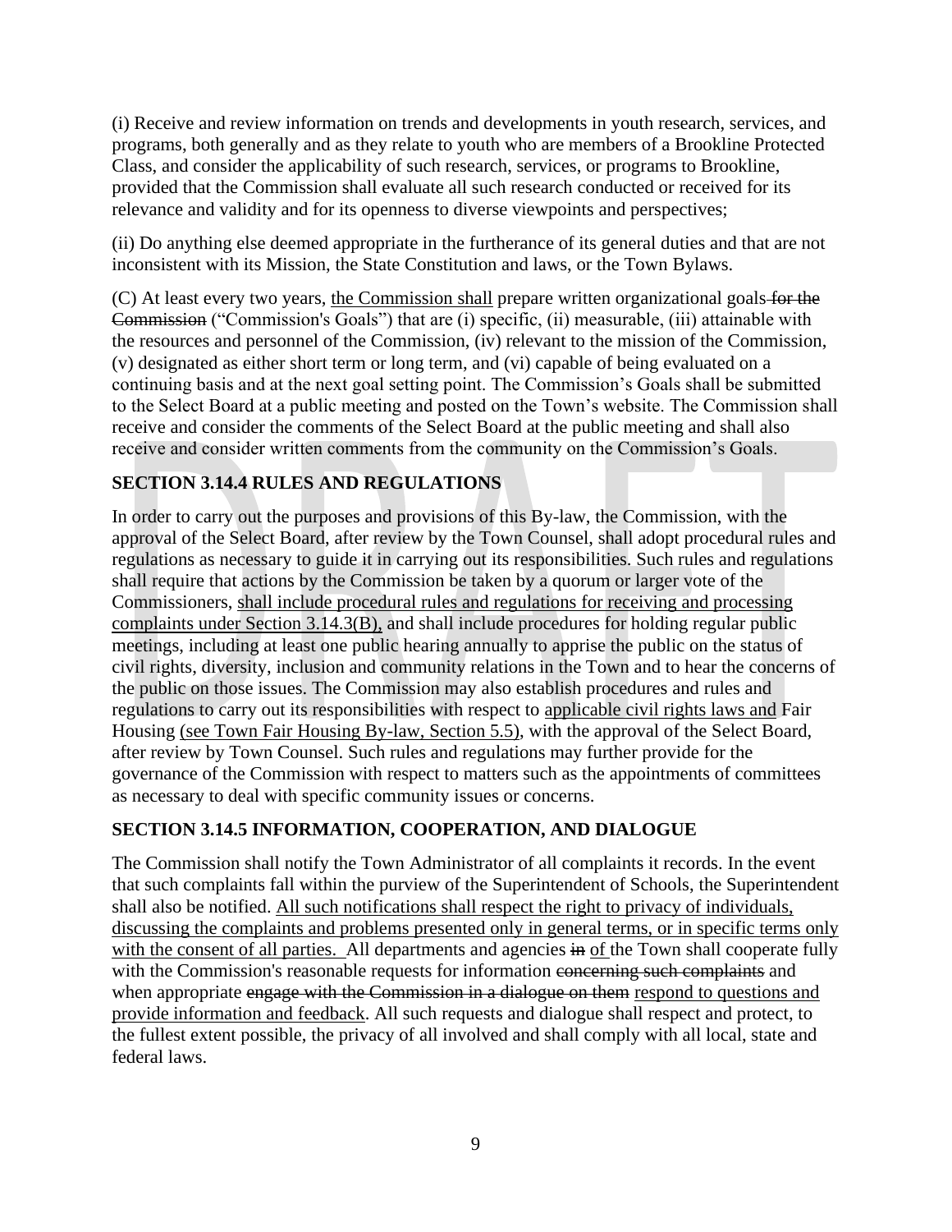(i) Receive and review information on trends and developments in youth research, services, and programs, both generally and as they relate to youth who are members of a Brookline Protected Class, and consider the applicability of such research, services, or programs to Brookline, provided that the Commission shall evaluate all such research conducted or received for its relevance and validity and for its openness to diverse viewpoints and perspectives;

(ii) Do anything else deemed appropriate in the furtherance of its general duties and that are not inconsistent with its Mission, the State Constitution and laws, or the Town Bylaws.

(C) At least every two years, <u>the Commission shall</u> prepare written organizational goals ~~for the Commission~~ ("Commission's Goals") that are (i) specific, (ii) measurable, (iii) attainable with the resources and personnel of the Commission, (iv) relevant to the mission of the Commission, (v) designated as either short term or long term, and (vi) capable of being evaluated on a continuing basis and at the next goal setting point. The Commission's Goals shall be submitted to the Select Board at a public meeting and posted on the Town's website. The Commission shall receive and consider the comments of the Select Board at the public meeting and shall also receive and consider written comments from the community on the Commission's Goals.

## SECTION 3.14.4 RULES AND REGULATIONS

In order to carry out the purposes and provisions of this By-law, the Commission, with the approval of the Select Board, after review by the Town Counsel, shall adopt procedural rules and regulations as necessary to guide it in carrying out its responsibilities. Such rules and regulations shall require that actions by the Commission be taken by a quorum or larger vote of the Commissioners, <u>shall include procedural rules and regulations for receiving and processing complaints under Section 3.14.3(B),</u> and shall include procedures for holding regular public meetings, including at least one public hearing annually to apprise the public on the status of civil rights, diversity, inclusion and community relations in the Town and to hear the concerns of the public on those issues. The Commission may also establish procedures and rules and regulations to carry out its responsibilities with respect to <u>applicable civil rights laws and</u> Fair Housing <u>(see Town Fair Housing By-law, Section 5.5)</u>, with the approval of the Select Board, after review by Town Counsel. Such rules and regulations may further provide for the governance of the Commission with respect to matters such as the appointments of committees as necessary to deal with specific community issues or concerns.

## SECTION 3.14.5 INFORMATION, COOPERATION, AND DIALOGUE

The Commission shall notify the Town Administrator of all complaints it records. In the event that such complaints fall within the purview of the Superintendent of Schools, the Superintendent shall also be notified. <u>All such notifications shall respect the right to privacy of individuals, discussing the complaints and problems presented only in general terms, or in specific terms only with the consent of all parties.</u> All departments and agencies ~~in~~ <u>of</u> the Town shall cooperate fully with the Commission's reasonable requests for information ~~concerning such complaints~~ and when appropriate ~~engage with the Commission in a dialogue on them~~ <u>respond to questions and provide information and feedback</u>. All such requests and dialogue shall respect and protect, to the fullest extent possible, the privacy of all involved and shall comply with all local, state and federal laws.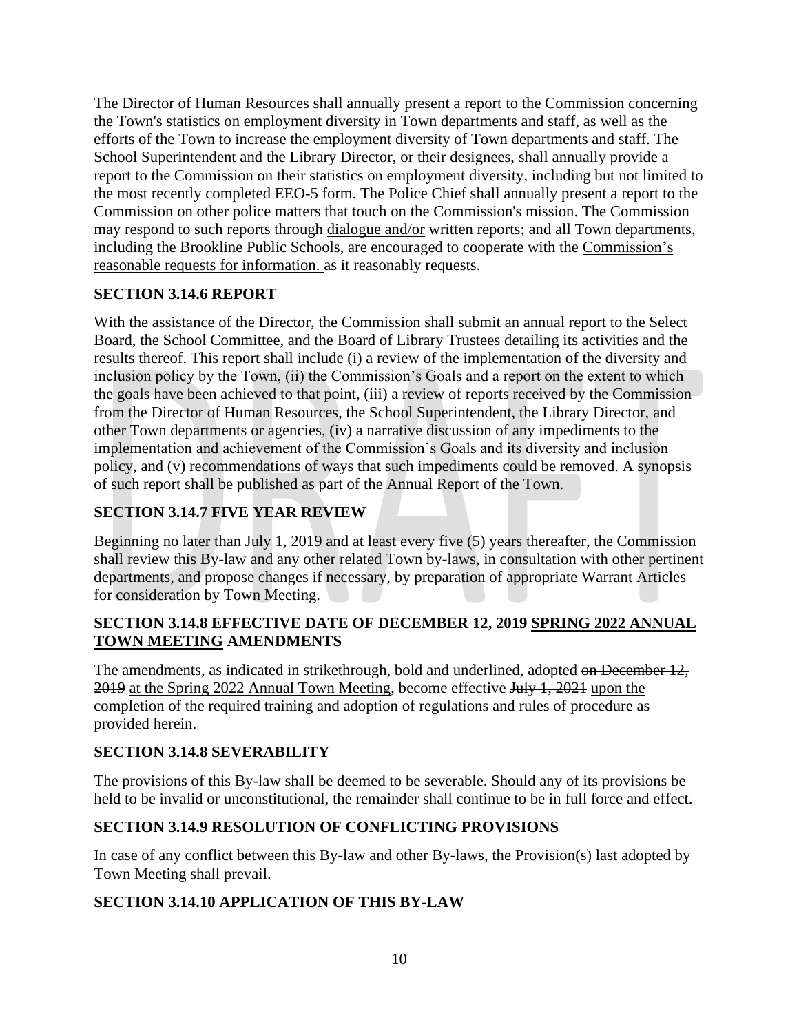The Director of Human Resources shall annually present a report to the Commission concerning the Town's statistics on employment diversity in Town departments and staff, as well as the efforts of the Town to increase the employment diversity of Town departments and staff. The School Superintendent and the Library Director, or their designees, shall annually provide a report to the Commission on their statistics on employment diversity, including but not limited to the most recently completed EEO-5 form. The Police Chief shall annually present a report to the Commission on other police matters that touch on the Commission's mission. The Commission may respond to such reports through <u>dialogue and/or</u> written reports; and all Town departments, including the Brookline Public Schools, are encouraged to cooperate with the <u>Commission's reasonable requests for information.</u> ~~as it reasonably requests.~~

**SECTION 3.14.6 REPORT**

With the assistance of the Director, the Commission shall submit an annual report to the Select Board, the School Committee, and the Board of Library Trustees detailing its activities and the results thereof. This report shall include (i) a review of the implementation of the diversity and inclusion policy by the Town, (ii) the Commission's Goals and a report on the extent to which the goals have been achieved to that point, (iii) a review of reports received by the Commission from the Director of Human Resources, the School Superintendent, the Library Director, and other Town departments or agencies, (iv) a narrative discussion of any impediments to the implementation and achievement of the Commission's Goals and its diversity and inclusion policy, and (v) recommendations of ways that such impediments could be removed. A synopsis of such report shall be published as part of the Annual Report of the Town.

**SECTION 3.14.7 FIVE YEAR REVIEW**

Beginning no later than July 1, 2019 and at least every five (5) years thereafter, the Commission shall review this By-law and any other related Town by-laws, in consultation with other pertinent departments, and propose changes if necessary, by preparation of appropriate Warrant Articles for consideration by Town Meeting.

**SECTION 3.14.8 EFFECTIVE DATE OF ~~DECEMBER 12, 2019~~ <u>SPRING 2022 ANNUAL TOWN MEETING</u> AMENDMENTS**

The amendments, as indicated in strikethrough, bold and underlined, adopted ~~on December 12, 2019~~ <u>at the Spring 2022 Annual Town Meeting</u>, become effective ~~July 1, 2021~~ <u>upon the completion of the required training and adoption of regulations and rules of procedure as provided herein</u>.

**SECTION 3.14.8 SEVERABILITY**

The provisions of this By-law shall be deemed to be severable. Should any of its provisions be held to be invalid or unconstitutional, the remainder shall continue to be in full force and effect.

**SECTION 3.14.9 RESOLUTION OF CONFLICTING PROVISIONS**

In case of any conflict between this By-law and other By-laws, the Provision(s) last adopted by Town Meeting shall prevail.

**SECTION 3.14.10 APPLICATION OF THIS BY-LAW**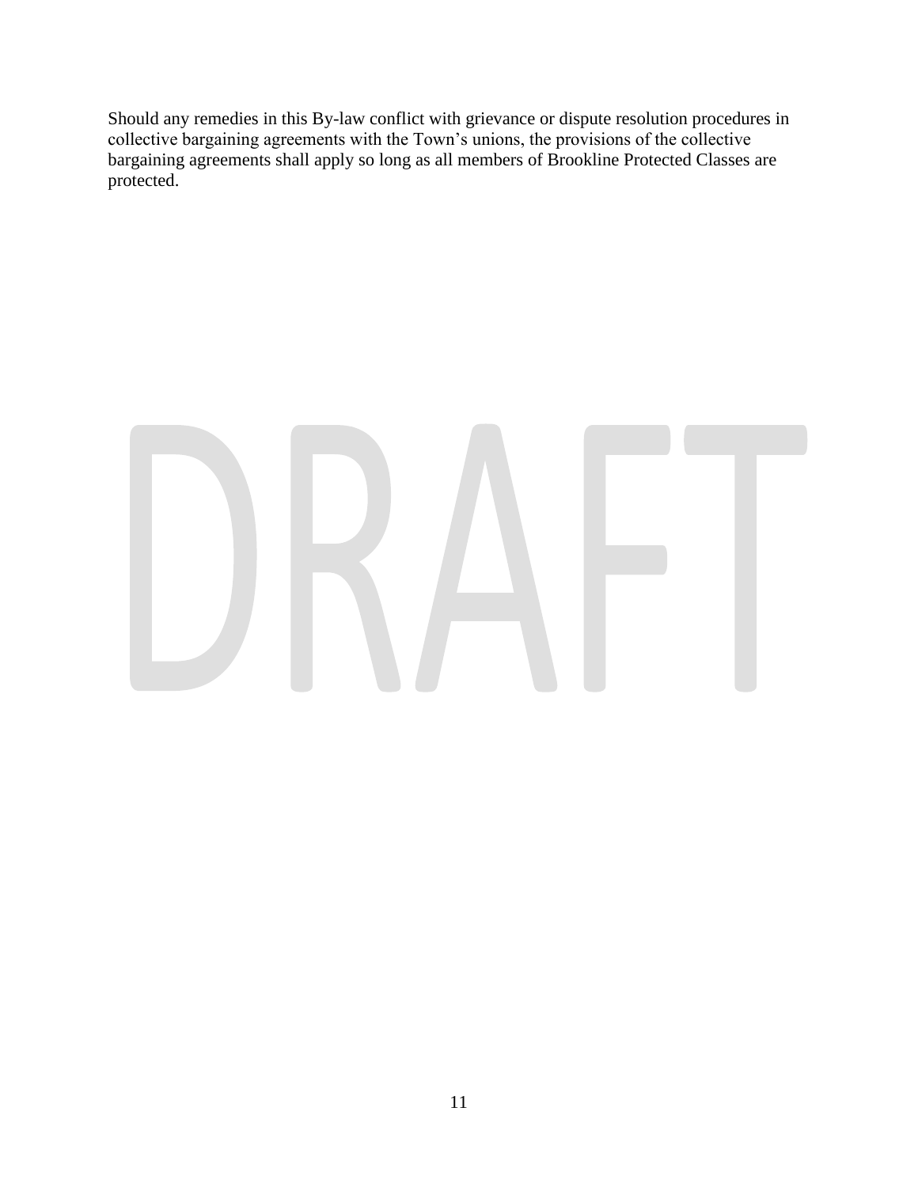Should any remedies in this By-law conflict with grievance or dispute resolution procedures in collective bargaining agreements with the Town's unions, the provisions of the collective bargaining agreements shall apply so long as all members of Brookline Protected Classes are protected.